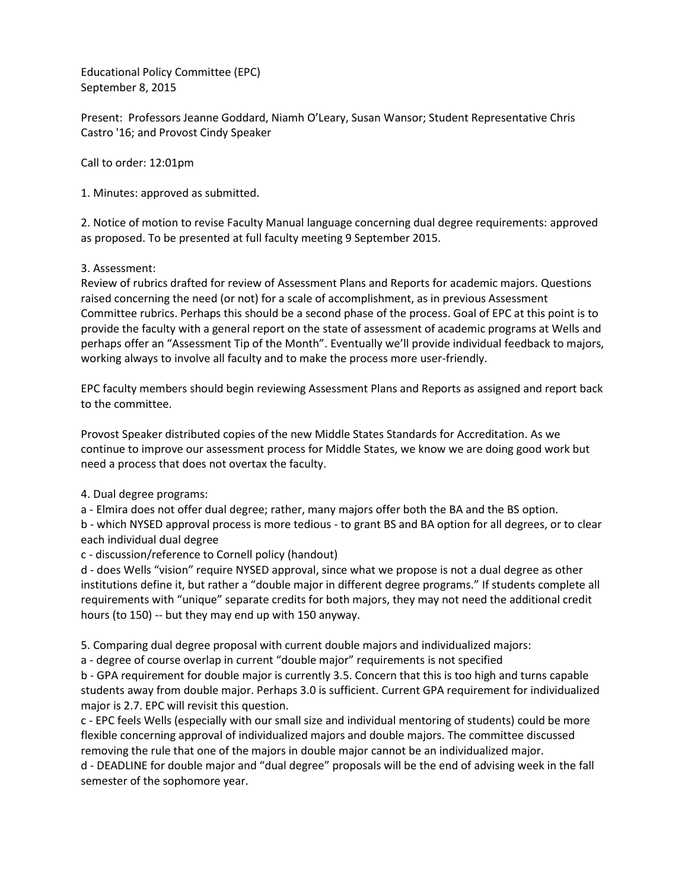Educational Policy Committee (EPC)
September 8, 2015

Present: Professors Jeanne Goddard, Niamh O'Leary, Susan Wansor; Student Representative Chris Castro '16; and Provost Cindy Speaker

Call to order: 12:01pm

1. Minutes: approved as submitted.

2. Notice of motion to revise Faculty Manual language concerning dual degree requirements: approved as proposed. To be presented at full faculty meeting 9 September 2015.

3. Assessment:
Review of rubrics drafted for review of Assessment Plans and Reports for academic majors. Questions raised concerning the need (or not) for a scale of accomplishment, as in previous Assessment Committee rubrics. Perhaps this should be a second phase of the process. Goal of EPC at this point is to provide the faculty with a general report on the state of assessment of academic programs at Wells and perhaps offer an "Assessment Tip of the Month". Eventually we'll provide individual feedback to majors, working always to involve all faculty and to make the process more user-friendly.

EPC faculty members should begin reviewing Assessment Plans and Reports as assigned and report back to the committee.

Provost Speaker distributed copies of the new Middle States Standards for Accreditation. As we continue to improve our assessment process for Middle States, we know we are doing good work but need a process that does not overtax the faculty.

4. Dual degree programs:
a - Elmira does not offer dual degree; rather, many majors offer both the BA and the BS option.
b - which NYSED approval process is more tedious - to grant BS and BA option for all degrees, or to clear each individual dual degree
c - discussion/reference to Cornell policy (handout)
d - does Wells "vision" require NYSED approval, since what we propose is not a dual degree as other institutions define it, but rather a "double major in different degree programs." If students complete all requirements with "unique" separate credits for both majors, they may not need the additional credit hours (to 150) -- but they may end up with 150 anyway.

5. Comparing dual degree proposal with current double majors and individualized majors:
a - degree of course overlap in current "double major" requirements is not specified
b - GPA requirement for double major is currently 3.5. Concern that this is too high and turns capable students away from double major. Perhaps 3.0 is sufficient. Current GPA requirement for individualized major is 2.7. EPC will revisit this question.
c - EPC feels Wells (especially with our small size and individual mentoring of students) could be more flexible concerning approval of individualized majors and double majors. The committee discussed removing the rule that one of the majors in double major cannot be an individualized major.
d - DEADLINE for double major and "dual degree" proposals will be the end of advising week in the fall semester of the sophomore year.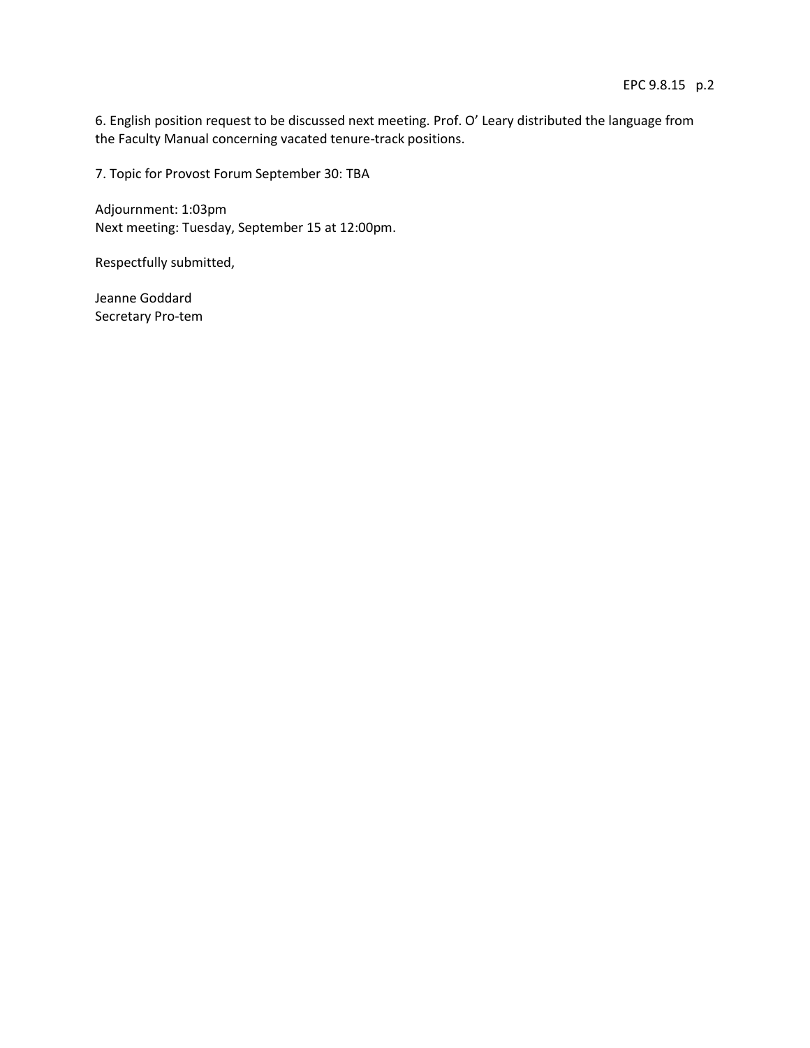6. English position request to be discussed next meeting. Prof. O' Leary distributed the language from the Faculty Manual concerning vacated tenure-track positions.

7. Topic for Provost Forum September 30: TBA

Adjournment: 1:03pm
Next meeting: Tuesday, September 15 at 12:00pm.

Respectfully submitted,

Jeanne Goddard
Secretary Pro-tem